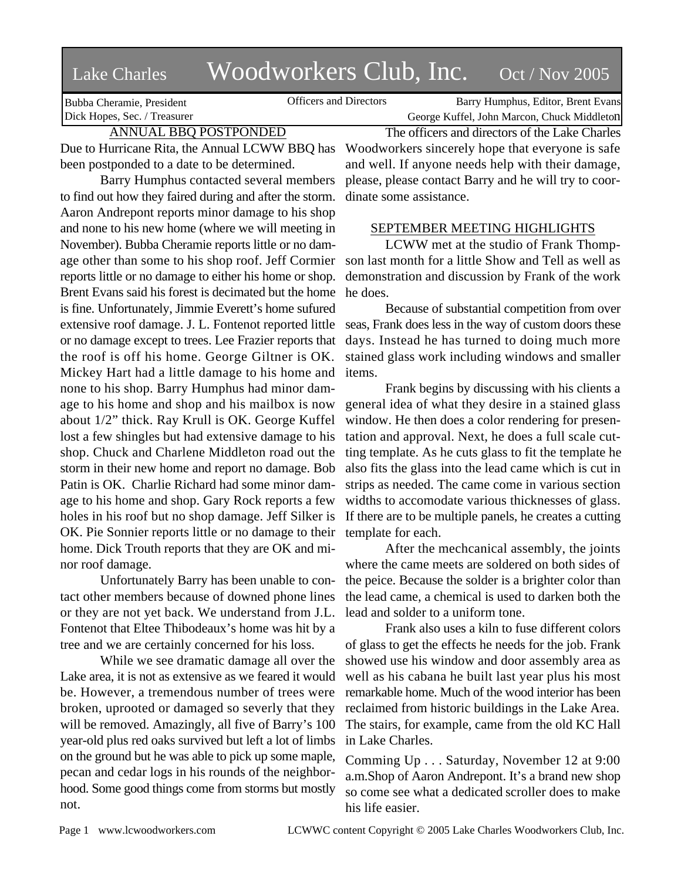# Lake Charles Woodworkers Club, Inc. Oct / Nov 2005

Bubba Cheramie, President
Dick Hopes, Sec. / Treasurer

Officers and Directors

Barry Humphus, Editor, Brent Evans
George Kuffel, John Marcon, Chuck Middleton

## ANNUAL BBQ POSTPONED

Due to Hurricane Rita, the Annual LCWW BBQ has been postponded to a date to be determined.

Barry Humphus contacted several members to find out how they faired during and after the storm. Aaron Andrepont reports minor damage to his shop and none to his new home (where we will meeting in November). Bubba Cheramie reports little or no damage other than some to his shop roof. Jeff Cormier reports little or no damage to either his home or shop. Brent Evans said his forest is decimated but the home is fine. Unfortunately, Jimmie Everett's home sufured extensive roof damage. J. L. Fontenot reported little or no damage except to trees. Lee Frazier reports that the roof is off his home. George Giltner is OK. Mickey Hart had a little damage to his home and none to his shop. Barry Humphus had minor damage to his home and shop and his mailbox is now about 1/2" thick. Ray Krull is OK. George Kuffel lost a few shingles but had extensive damage to his shop. Chuck and Charlene Middleton road out the storm in their new home and report no damage. Bob Patin is OK. Charlie Richard had some minor damage to his home and shop. Gary Rock reports a few holes in his roof but no shop damage. Jeff Silker is OK. Pie Sonnier reports little or no damage to their home. Dick Trouth reports that they are OK and minor roof damage.

Unfortunately Barry has been unable to contact other members because of downed phone lines or they are not yet back. We understand from J.L. Fontenot that Eltee Thibodeaux's home was hit by a tree and we are certainly concerned for his loss.

While we see dramatic damage all over the Lake area, it is not as extensive as we feared it would be. However, a tremendous number of trees were broken, uprooted or damaged so severly that they will be removed. Amazingly, all five of Barry's 100 year-old plus red oaks survived but left a lot of limbs on the ground but he was able to pick up some maple, pecan and cedar logs in his rounds of the neighborhood. Some good things come from storms but mostly not.

The officers and directors of the Lake Charles Woodworkers sincerely hope that everyone is safe and well. If anyone needs help with their damage, please, please contact Barry and he will try to coordinate some assistance.

## SEPTEMBER MEETING HIGHLIGHTS

LCWW met at the studio of Frank Thompson last month for a little Show and Tell as well as demonstration and discussion by Frank of the work he does.

Because of substantial competition from over seas, Frank does less in the way of custom doors these days. Instead he has turned to doing much more stained glass work including windows and smaller items.

Frank begins by discussing with his clients a general idea of what they desire in a stained glass window. He then does a color rendering for presentation and approval. Next, he does a full scale cutting template. As he cuts glass to fit the template he also fits the glass into the lead came which is cut in strips as needed. The came come in various section widths to accomodate various thicknesses of glass. If there are to be multiple panels, he creates a cutting template for each.

After the mechcanical assembly, the joints where the came meets are soldered on both sides of the peice. Because the solder is a brighter color than the lead came, a chemical is used to darken both the lead and solder to a uniform tone.

Frank also uses a kiln to fuse different colors of glass to get the effects he needs for the job. Frank showed use his window and door assembly area as well as his cabana he built last year plus his most remarkable home. Much of the wood interior has been reclaimed from historic buildings in the Lake Area. The stairs, for example, came from the old KC Hall in Lake Charles.

Comming Up . . . Saturday, November 12 at 9:00 a.m.Shop of Aaron Andrepont. It's a brand new shop so come see what a dedicated scroller does to make his life easier.

www.lcwoodworkers.com LCWWC content Copyright © 2005 Lake Charles Woodworkers Club, Inc.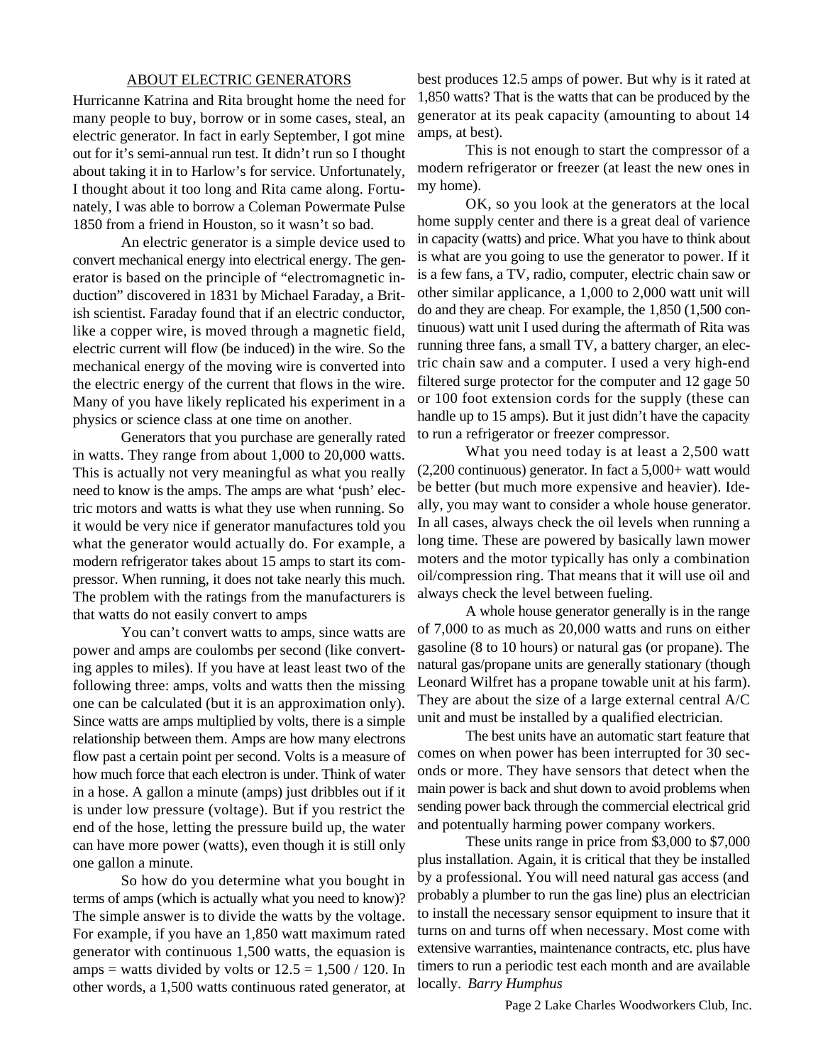## ABOUT ELECTRIC GENERATORS

Hurricanne Katrina and Rita brought home the need for many people to buy, borrow or in some cases, steal, an electric generator. In fact in early September, I got mine out for it's semi-annual run test. It didn't run so I thought about taking it in to Harlow's for service. Unfortunately, I thought about it too long and Rita came along. Fortunately, I was able to borrow a Coleman Powermate Pulse 1850 from a friend in Houston, so it wasn't so bad.

An electric generator is a simple device used to convert mechanical energy into electrical energy. The generator is based on the principle of "electromagnetic induction" discovered in 1831 by Michael Faraday, a British scientist. Faraday found that if an electric conductor, like a copper wire, is moved through a magnetic field, electric current will flow (be induced) in the wire. So the mechanical energy of the moving wire is converted into the electric energy of the current that flows in the wire. Many of you have likely replicated his experiment in a physics or science class at one time on another.

Generators that you purchase are generally rated in watts. They range from about 1,000 to 20,000 watts. This is actually not very meaningful as what you really need to know is the amps. The amps are what 'push' electric motors and watts is what they use when running. So it would be very nice if generator manufactures told you what the generator would actually do. For example, a modern refrigerator takes about 15 amps to start its compressor. When running, it does not take nearly this much. The problem with the ratings from the manufacturers is that watts do not easily convert to amps

You can't convert watts to amps, since watts are power and amps are coulombs per second (like converting apples to miles). If you have at least least two of the following three: amps, volts and watts then the missing one can be calculated (but it is an approximation only). Since watts are amps multiplied by volts, there is a simple relationship between them. Amps are how many electrons flow past a certain point per second. Volts is a measure of how much force that each electron is under. Think of water in a hose. A gallon a minute (amps) just dribbles out if it is under low pressure (voltage). But if you restrict the end of the hose, letting the pressure build up, the water can have more power (watts), even though it is still only one gallon a minute.

So how do you determine what you bought in terms of amps (which is actually what you need to know)? The simple answer is to divide the watts by the voltage. For example, if you have an 1,850 watt maximum rated generator with continuous 1,500 watts, the equasion is amps = watts divided by volts or 12.5 = 1,500 / 120. In other words, a 1,500 watts continuous rated generator, at best produces 12.5 amps of power. But why is it rated at 1,850 watts? That is the watts that can be produced by the generator at its peak capacity (amounting to about 14 amps, at best).

This is not enough to start the compressor of a modern refrigerator or freezer (at least the new ones in my home).

OK, so you look at the generators at the local home supply center and there is a great deal of varience in capacity (watts) and price. What you have to think about is what are you going to use the generator to power. If it is a few fans, a TV, radio, computer, electric chain saw or other similar applicance, a 1,000 to 2,000 watt unit will do and they are cheap. For example, the 1,850 (1,500 continuous) watt unit I used during the aftermath of Rita was running three fans, a small TV, a battery charger, an electric chain saw and a computer. I used a very high-end filtered surge protector for the computer and 12 gage 50 or 100 foot extension cords for the supply (these can handle up to 15 amps). But it just didn't have the capacity to run a refrigerator or freezer compressor.

What you need today is at least a 2,500 watt (2,200 continuous) generator. In fact a 5,000+ watt would be better (but much more expensive and heavier). Ideally, you may want to consider a whole house generator. In all cases, always check the oil levels when running a long time. These are powered by basically lawn mower moters and the motor typically has only a combination oil/compression ring. That means that it will use oil and always check the level between fueling.

A whole house generator generally is in the range of 7,000 to as much as 20,000 watts and runs on either gasoline (8 to 10 hours) or natural gas (or propane). The natural gas/propane units are generally stationary (though Leonard Wilfret has a propane towable unit at his farm). They are about the size of a large external central A/C unit and must be installed by a qualified electrician.

The best units have an automatic start feature that comes on when power has been interrupted for 30 seconds or more. They have sensors that detect when the main power is back and shut down to avoid problems when sending power back through the commercial electrical grid and potentially harming power company workers.

These units range in price from $3,000 to $7,000 plus installation. Again, it is critical that they be installed by a professional. You will need natural gas access (and probably a plumber to run the gas line) plus an electrician to install the necessary sensor equipment to insure that it turns on and turns off when necessary. Most come with extensive warranties, maintenance contracts, etc. plus have timers to run a periodic test each month and are available locally. *Barry Humphus*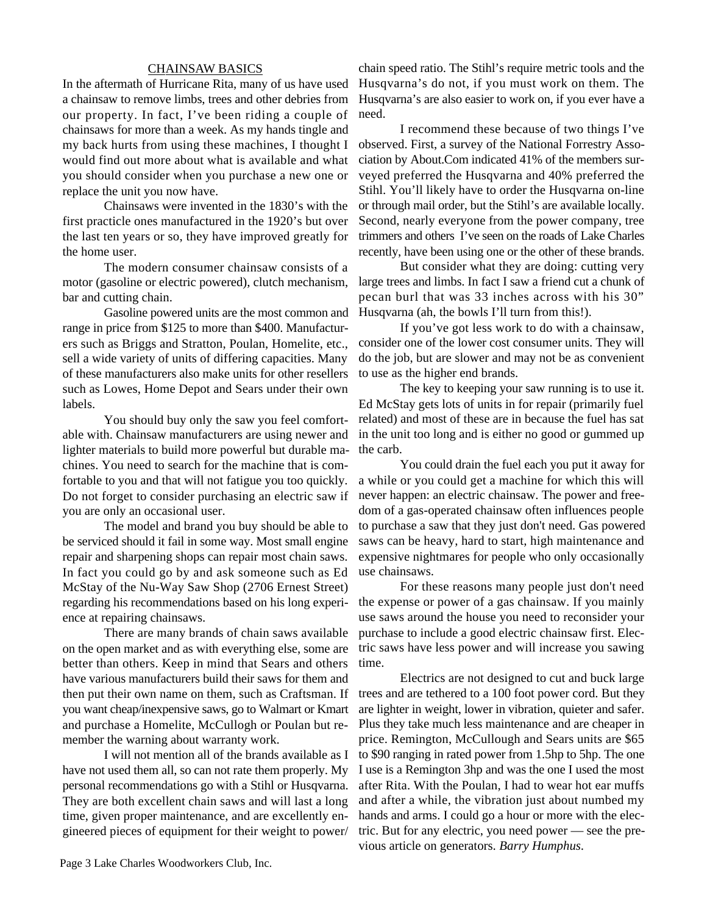## CHAINSAW BASICS

In the aftermath of Hurricane Rita, many of us have used a chainsaw to remove limbs, trees and other debries from our property. In fact, I've been riding a couple of chainsaws for more than a week. As my hands tingle and my back hurts from using these machines, I thought I would find out more about what is available and what you should consider when you purchase a new one or replace the unit you now have.

Chainsaws were invented in the 1830's with the first practicle ones manufactured in the 1920's but over the last ten years or so, they have improved greatly for the home user.

The modern consumer chainsaw consists of a motor (gasoline or electric powered), clutch mechanism, bar and cutting chain.

Gasoline powered units are the most common and range in price from $125 to more than $400. Manufacturers such as Briggs and Stratton, Poulan, Homelite, etc., sell a wide variety of units of differing capacities. Many of these manufacturers also make units for other resellers such as Lowes, Home Depot and Sears under their own labels.

You should buy only the saw you feel comfortable with. Chainsaw manufacturers are using newer and lighter materials to build more powerful but durable machines. You need to search for the machine that is comfortable to you and that will not fatigue you too quickly. Do not forget to consider purchasing an electric saw if you are only an occasional user.

The model and brand you buy should be able to be serviced should it fail in some way. Most small engine repair and sharpening shops can repair most chain saws. In fact you could go by and ask someone such as Ed McStay of the Nu-Way Saw Shop (2706 Ernest Street) regarding his recommendations based on his long experience at repairing chainsaws.

There are many brands of chain saws available on the open market and as with everything else, some are better than others. Keep in mind that Sears and others have various manufacturers build their saws for them and then put their own name on them, such as Craftsman. If you want cheap/inexpensive saws, go to Walmart or Kmart and purchase a Homelite, McCullogh or Poulan but remember the warning about warranty work.

I will not mention all of the brands available as I have not used them all, so can not rate them properly. My personal recommendations go with a Stihl or Husqvarna. They are both excellent chain saws and will last a long time, given proper maintenance, and are excellently engineered pieces of equipment for their weight to power/chain speed ratio. The Stihl's require metric tools and the Husqvarna's do not, if you must work on them. The Husqvarna's are also easier to work on, if you ever have a need.

I recommend these because of two things I've observed. First, a survey of the National Forrestry Association by About.Com indicated 41% of the members surveyed preferred the Husqvarna and 40% preferred the Stihl. You'll likely have to order the Husqvarna on-line or through mail order, but the Stihl's are available locally. Second, nearly everyone from the power company, tree trimmers and others I've seen on the roads of Lake Charles recently, have been using one or the other of these brands.

But consider what they are doing: cutting very large trees and limbs. In fact I saw a friend cut a chunk of pecan burl that was 33 inches across with his 30" Husqvarna (ah, the bowls I'll turn from this!).

If you've got less work to do with a chainsaw, consider one of the lower cost consumer units. They will do the job, but are slower and may not be as convenient to use as the higher end brands.

The key to keeping your saw running is to use it. Ed McStay gets lots of units in for repair (primarily fuel related) and most of these are in because the fuel has sat in the unit too long and is either no good or gummed up the carb.

You could drain the fuel each you put it away for a while or you could get a machine for which this will never happen: an electric chainsaw. The power and freedom of a gas-operated chainsaw often influences people to purchase a saw that they just don't need. Gas powered saws can be heavy, hard to start, high maintenance and expensive nightmares for people who only occasionally use chainsaws.

For these reasons many people just don't need the expense or power of a gas chainsaw. If you mainly use saws around the house you need to reconsider your purchase to include a good electric chainsaw first. Electric saws have less power and will increase you sawing time.

Electrics are not designed to cut and buck large trees and are tethered to a 100 foot power cord. But they are lighter in weight, lower in vibration, quieter and safer. Plus they take much less maintenance and are cheaper in price. Remington, McCullough and Sears units are $65 to $90 ranging in rated power from 1.5hp to 5hp. The one I use is a Remington 3hp and was the one I used the most after Rita. With the Poulan, I had to wear hot ear muffs and after a while, the vibration just about numbed my hands and arms. I could go a hour or more with the electric. But for any electric, you need power — see the previous article on generators. *Barry Humphus.*